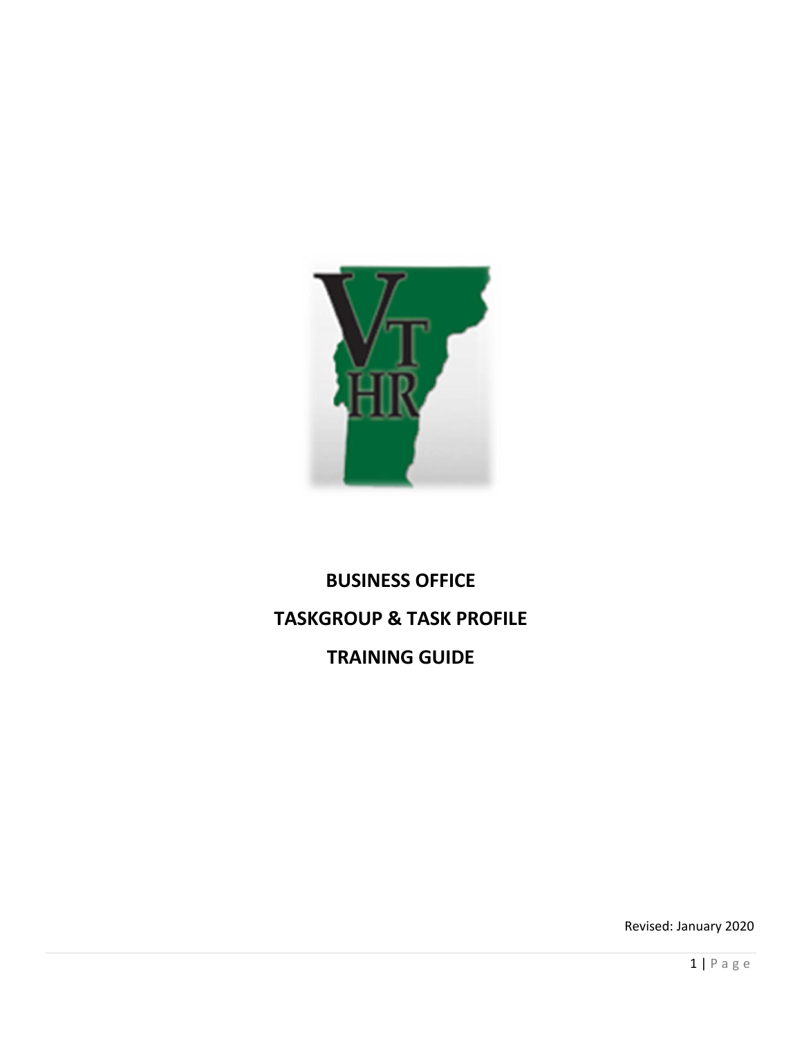# BUSINESS OFFICE

# TASKGROUP & TASK PROFILE

# TRAINING GUIDE

Revised: January 2020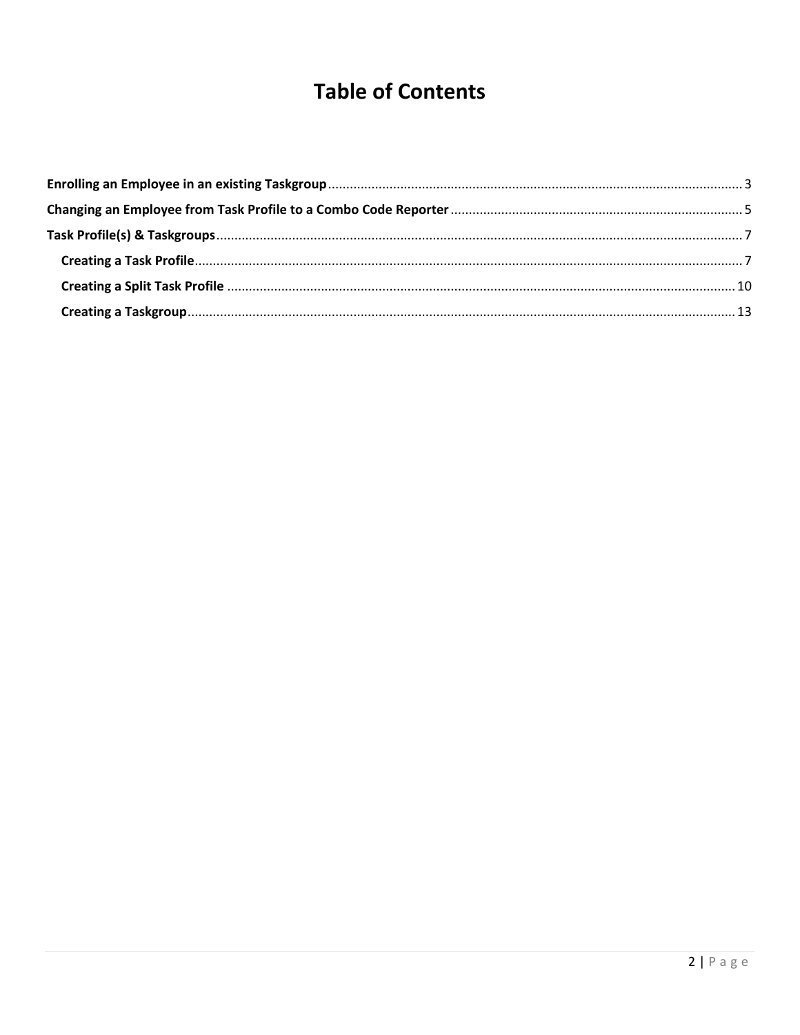# Table of Contents

**Enrolling an Employee in an existing Taskgroup** .......... 3

**Changing an Employee from Task Profile to a Combo Code Reporter** .......... 5

**Task Profile(s) & Taskgroups** .......... 7

- **Creating a Task Profile** .......... 7
- **Creating a Split Task Profile** .......... 10
- **Creating a Taskgroup** .......... 13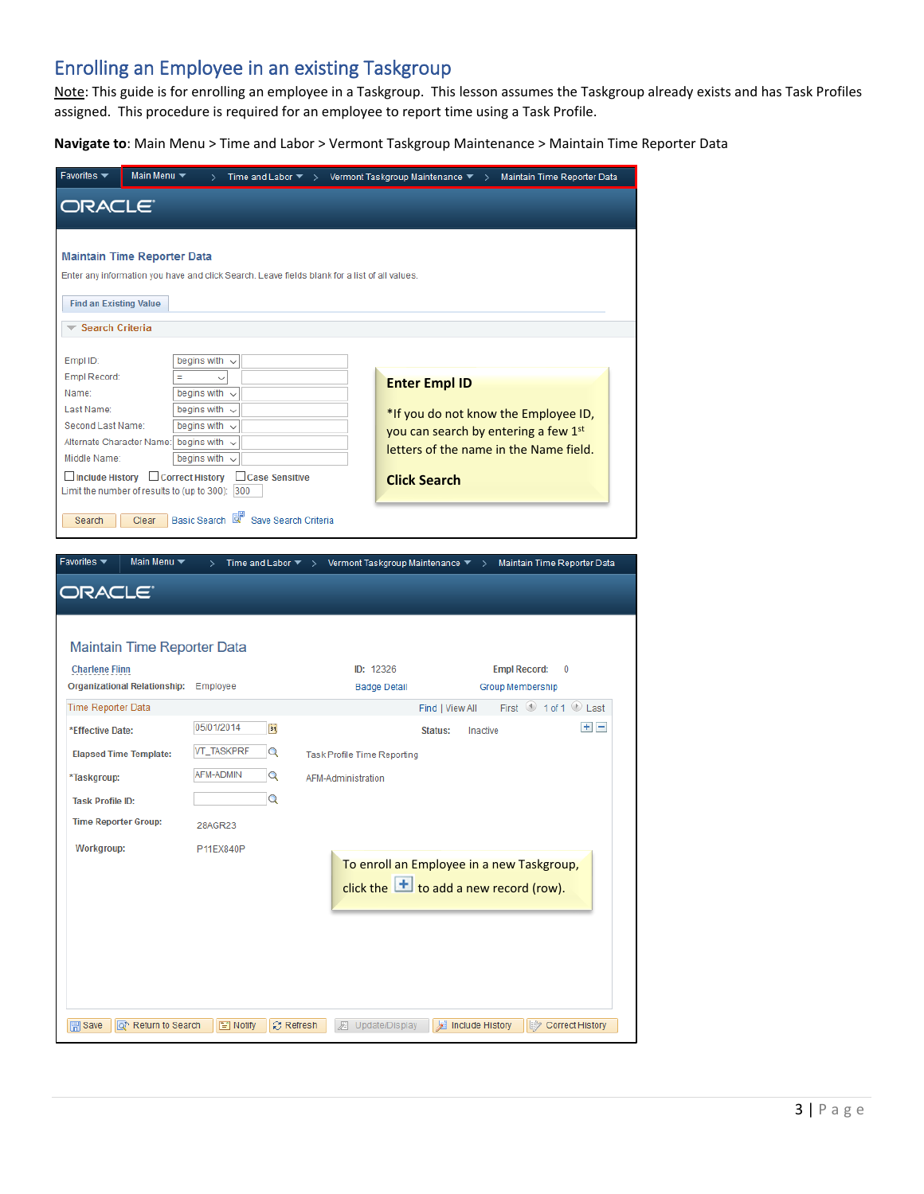## Enrolling an Employee in an existing Taskgroup

Note: This guide is for enrolling an employee in a Taskgroup. This lesson assumes the Taskgroup already exists and has Task Profiles assigned. This procedure is required for an employee to report time using a Task Profile.

**Navigate to**: Main Menu > Time and Labor > Vermont Taskgroup Maintenance > Maintain Time Reporter Data

Favorites | Main Menu > Time and Labor > Vermont Taskgroup Maintenance > Maintain Time Reporter Data

**Maintain Time Reporter Data**

Enter any information you have and click Search. Leave fields blank for a list of all values.

Find an Existing Value

Search Criteria

| Field | Operator | Value |
|---|---|---|
| Empl ID: | begins with | |
| Empl Record: | = | |
| Name: | begins with | |
| Last Name: | begins with | |
| Second Last Name: | begins with | |
| Alternate Character Name: | begins with | |
| Middle Name: | begins with | |

☐ Include History ☐ Correct History ☐ Case Sensitive

Limit the number of results to (up to 300): 300

Search | Clear | Basic Search | Save Search Criteria

**Enter Empl ID**

*If you do not know the Employee ID, you can search by entering a few 1st letters of the name in the Name field.

**Click Search**

Favorites | Main Menu > Time and Labor > Vermont Taskgroup Maintenance > Maintain Time Reporter Data

**Maintain Time Reporter Data**

Charlene Finn — ID: 12326 — Empl Record: 0

Organizational Relationship: Employee — Badge Detail — Group Membership

Time Reporter Data — Find | View All — First 1 of 1 Last

- *Effective Date: 05/01/2014 — Status: Inactive
- Elapsed Time Template: VT_TASKPRF — Task Profile Time Reporting
- *Taskgroup: AFM-ADMIN — AFM-Administration
- Task Profile ID:
- Time Reporter Group: 28AGR23
- Workgroup: P11EX840P

To enroll an Employee in a new Taskgroup, click the + to add a new record (row).

Save | Return to Search | Notify | Refresh | Update/Display | Include History | Correct History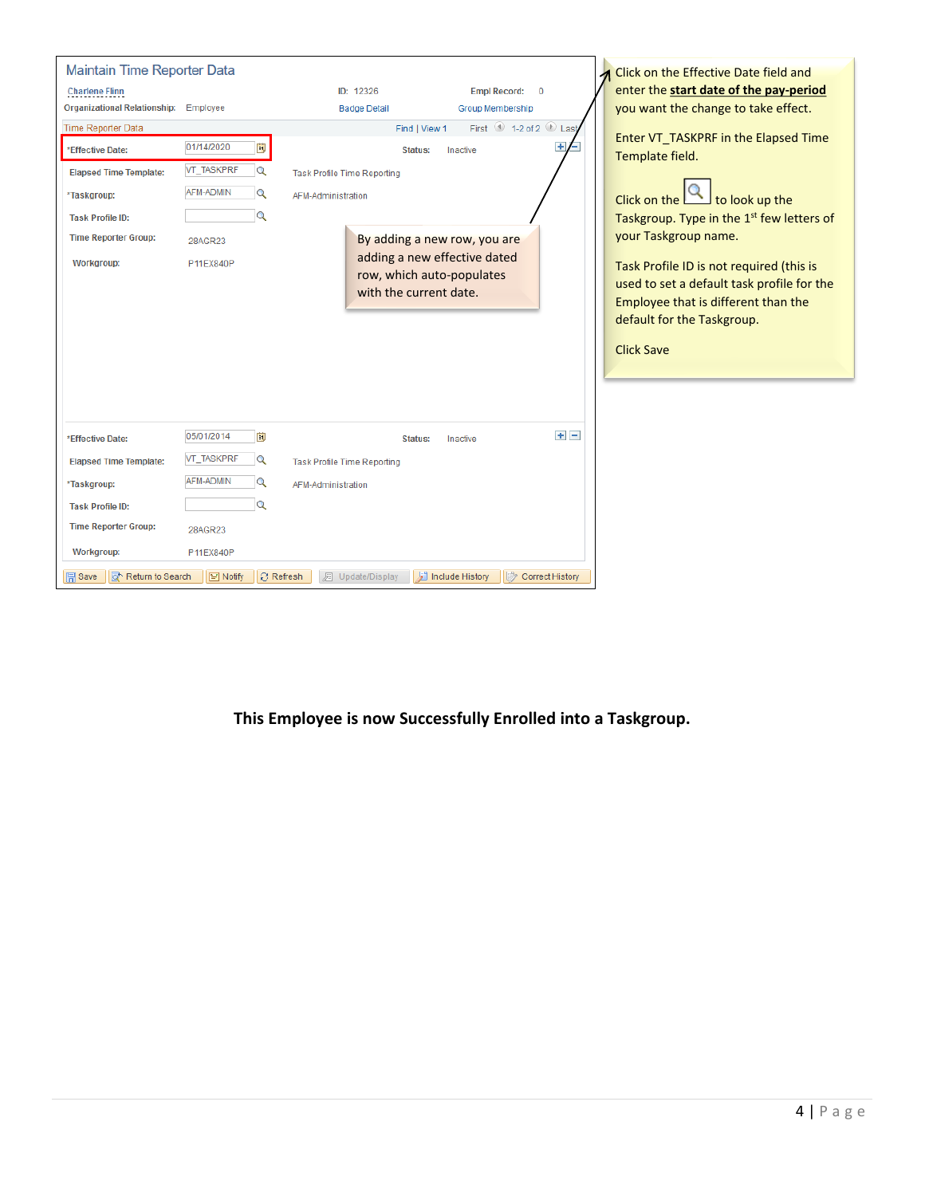## Maintain Time Reporter Data

Charlene Flinn | ID: 12326 | Empl Record: 0

Organizational Relationship: Employee | Badge Detail | Group Membership

Time Reporter Data | Find | View 1 | First 1-2 of 2 Last

*Effective Date: 01/14/2020 | Status: Inactive

Elapsed Time Template: VT_TASKPRF | Task Profile Time Reporting

*Taskgroup: AFM-ADMIN | AFM-Administration

Task Profile ID:

Time Reporter Group: 28AGR23

Workgroup: P11EX840P

By adding a new row, you are adding a new effective dated row, which auto-populates with the current date.

*Effective Date: 05/01/2014 | Status: Inactive

Elapsed Time Template: VT_TASKPRF | Task Profile Time Reporting

*Taskgroup: AFM-ADMIN | AFM-Administration

Task Profile ID:

Time Reporter Group: 28AGR23

Workgroup: P11EX840P

Save | Return to Search | Notify | Refresh | Update/Display | Include History | Correct History

Click on the Effective Date field and enter the **start date of the pay-period** you want the change to take effect.

Enter VT_TASKPRF in the Elapsed Time Template field.

Click on the [lookup icon] to look up the Taskgroup. Type in the 1st few letters of your Taskgroup name.

Task Profile ID is not required (this is used to set a default task profile for the Employee that is different than the default for the Taskgroup.

Click Save

**This Employee is now Successfully Enrolled into a Taskgroup.**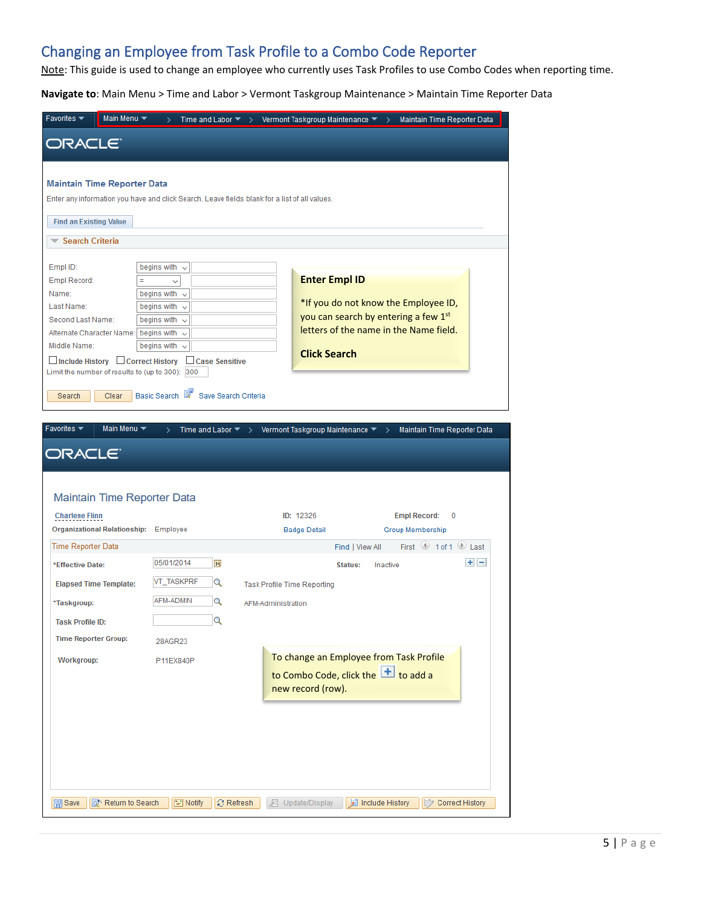# Changing an Employee from Task Profile to a Combo Code Reporter

Note: This guide is used to change an employee who currently uses Task Profiles to use Combo Codes when reporting time.

**Navigate to**: Main Menu > Time and Labor > Vermont Taskgroup Maintenance > Maintain Time Reporter Data

Favorites ▼ | Main Menu ▼ > Time and Labor ▼ > Vermont Taskgroup Maintenance ▼ > Maintain Time Reporter Data

ORACLE

**Maintain Time Reporter Data**

Enter any information you have and click Search. Leave fields blank for a list of all values.

Find an Existing Value

**Search Criteria**

Empl ID: begins with
Empl Record: =
Name: begins with
Last Name: begins with
Second Last Name: begins with
Alternate Character Name: begins with
Middle Name: begins with

☐ Include History ☐ Correct History ☐ Case Sensitive

Limit the number of results to (up to 300): 300

Search | Clear | Basic Search | Save Search Criteria

> **Enter Empl ID**
>
> *If you do not know the Employee ID, you can search by entering a few 1st letters of the name in the Name field.
>
> **Click Search**

Favorites ▼ | Main Menu ▼ > Time and Labor ▼ > Vermont Taskgroup Maintenance ▼ > Maintain Time Reporter Data

ORACLE

Maintain Time Reporter Data

Charlene Flinn | ID: 12326 | Empl Record: 0

Organizational Relationship: Employee | Badge Detail | Group Membership

Time Reporter Data | Find | View All | First 1 of 1 Last

*Effective Date: 05/01/2014 | Status: Inactive

Elapsed Time Template: VT_TASKPRF | Task Profile Time Reporting

*Taskgroup: AFM-ADMIN | AFM-Administration

Task Profile ID:

Time Reporter Group: 28AGR23

Workgroup: P11EX840P

> To change an Employee from Task Profile to Combo Code, click the [+] to add a new record (row).

Save | Return to Search | Notify | Refresh | Update/Display | Include History | Correct History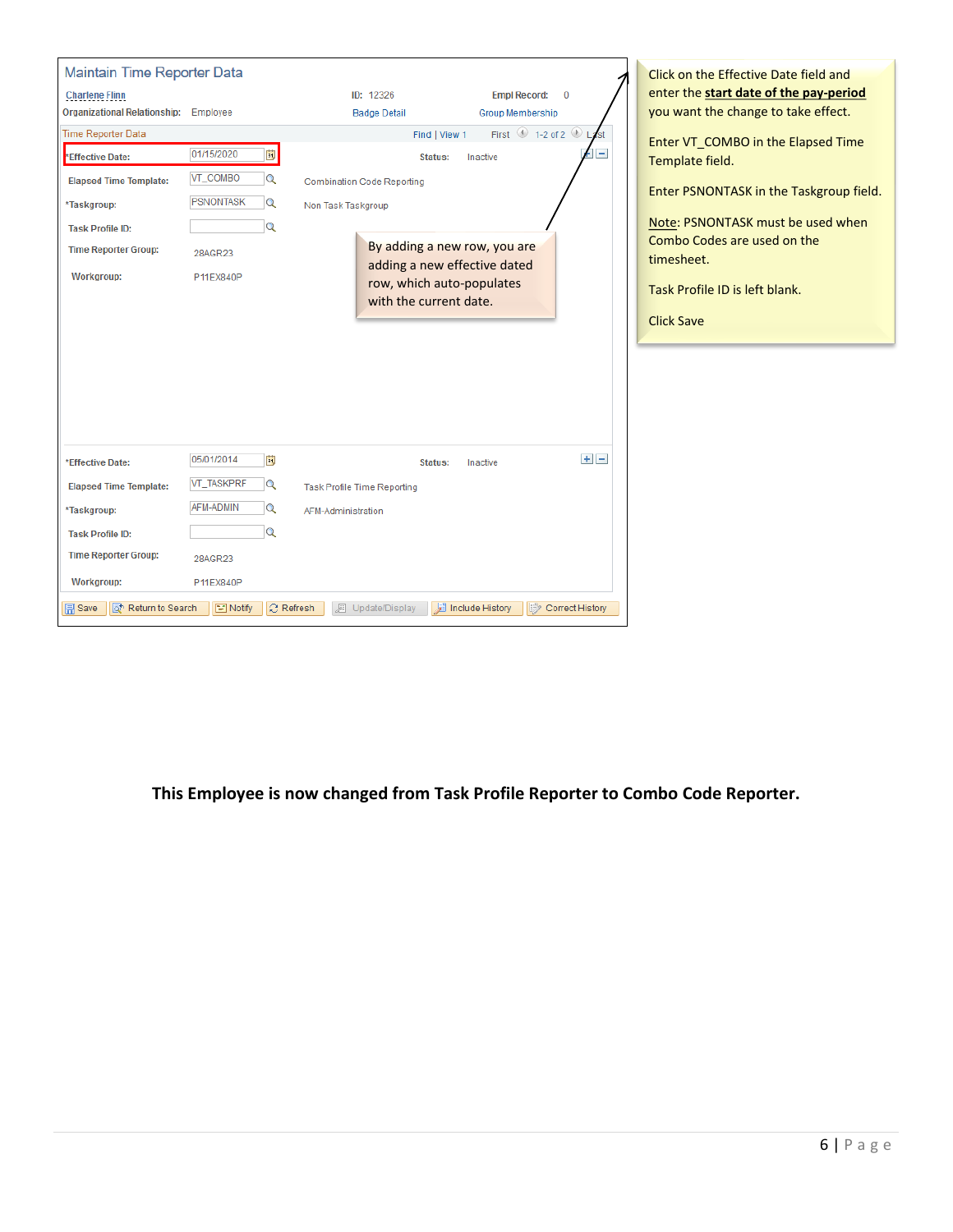**Maintain Time Reporter Data**

Charlene Flinn | ID: 12326 | Empl Record: 0

Organizational Relationship: Employee | Badge Detail | Group Membership

Time Reporter Data — Find | View 1 — First 1-2 of 2 Last

| Field | Value | |
|---|---|---|
| *Effective Date: | 01/15/2020 | Status: Inactive |
| Elapsed Time Template: | VT_COMBO | Combination Code Reporting |
| *Taskgroup: | PSNONTASK | Non Task Taskgroup |
| Task Profile ID: | | |
| Time Reporter Group: | 28AGR23 | |
| Workgroup: | P11EX840P | |

By adding a new row, you are adding a new effective dated row, which auto-populates with the current date.

| Field | Value | |
|---|---|---|
| *Effective Date: | 05/01/2014 | Status: Inactive |
| Elapsed Time Template: | VT_TASKPRF | Task Profile Time Reporting |
| *Taskgroup: | AFM-ADMIN | AFM-Administration |
| Task Profile ID: | | |
| Time Reporter Group: | 28AGR23 | |
| Workgroup: | P11EX840P | |

Save | Return to Search | Notify | Refresh | Update/Display | Include History | Correct History

Click on the Effective Date field and enter the **start date of the pay-period** you want the change to take effect.

Enter VT_COMBO in the Elapsed Time Template field.

Enter PSNONTASK in the Taskgroup field.

Note: PSNONTASK must be used when Combo Codes are used on the timesheet.

Task Profile ID is left blank.

Click Save

**This Employee is now changed from Task Profile Reporter to Combo Code Reporter.**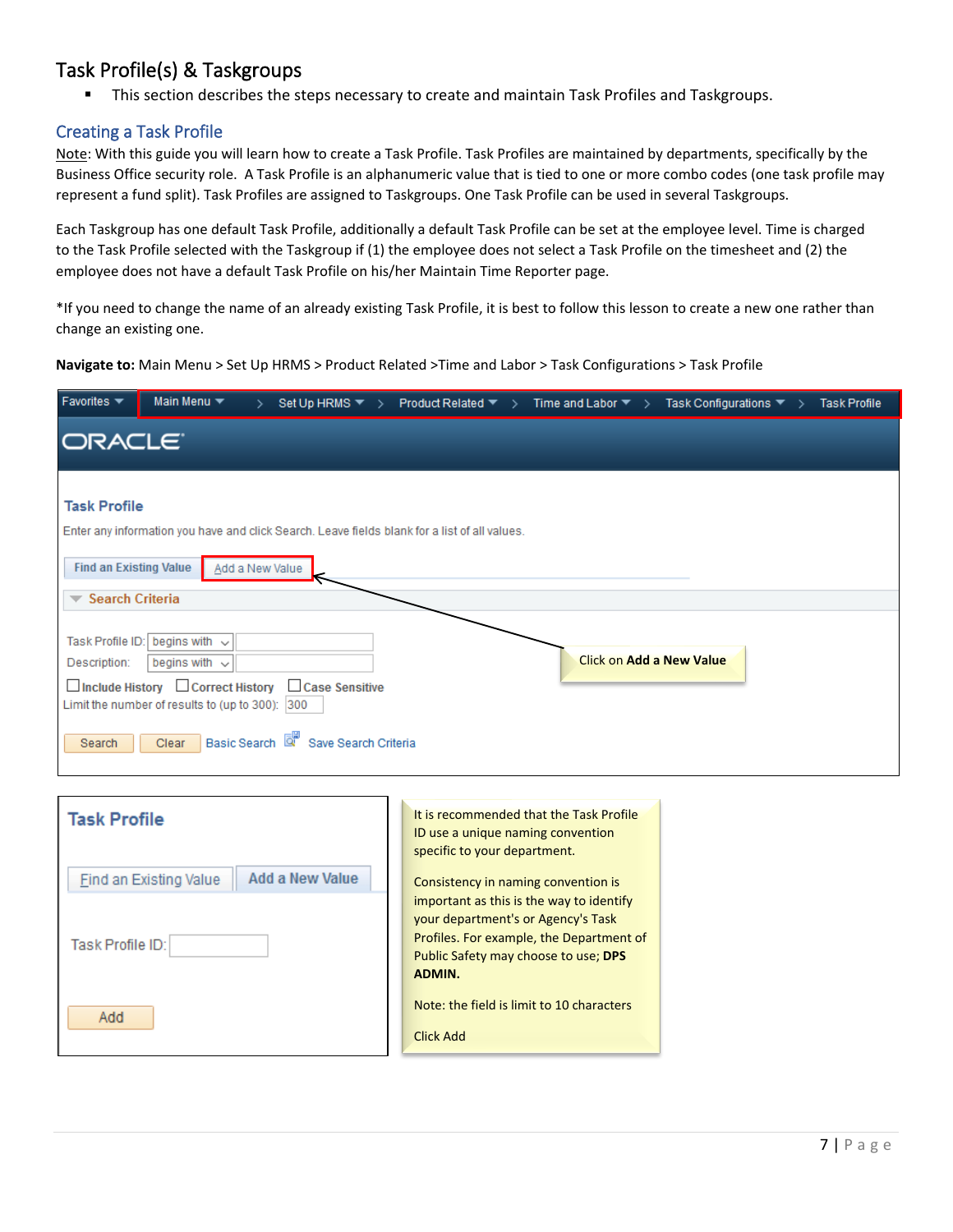# Task Profile(s) & Taskgroups

- This section describes the steps necessary to create and maintain Task Profiles and Taskgroups.

## Creating a Task Profile

Note: With this guide you will learn how to create a Task Profile. Task Profiles are maintained by departments, specifically by the Business Office security role. A Task Profile is an alphanumeric value that is tied to one or more combo codes (one task profile may represent a fund split). Task Profiles are assigned to Taskgroups. One Task Profile can be used in several Taskgroups.

Each Taskgroup has one default Task Profile, additionally a default Task Profile can be set at the employee level. Time is charged to the Task Profile selected with the Taskgroup if (1) the employee does not select a Task Profile on the timesheet and (2) the employee does not have a default Task Profile on his/her Maintain Time Reporter page.

*If you need to change the name of an already existing Task Profile, it is best to follow this lesson to create a new one rather than change an existing one.

**Navigate to:** Main Menu > Set Up HRMS > Product Related >Time and Labor > Task Configurations > Task Profile

Click on **Add a New Value**

It is recommended that the Task Profile ID use a unique naming convention specific to your department.

Consistency in naming convention is important as this is the way to identify your department's or Agency's Task Profiles. For example, the Department of Public Safety may choose to use; **DPS ADMIN.**

Note: the field is limit to 10 characters

Click Add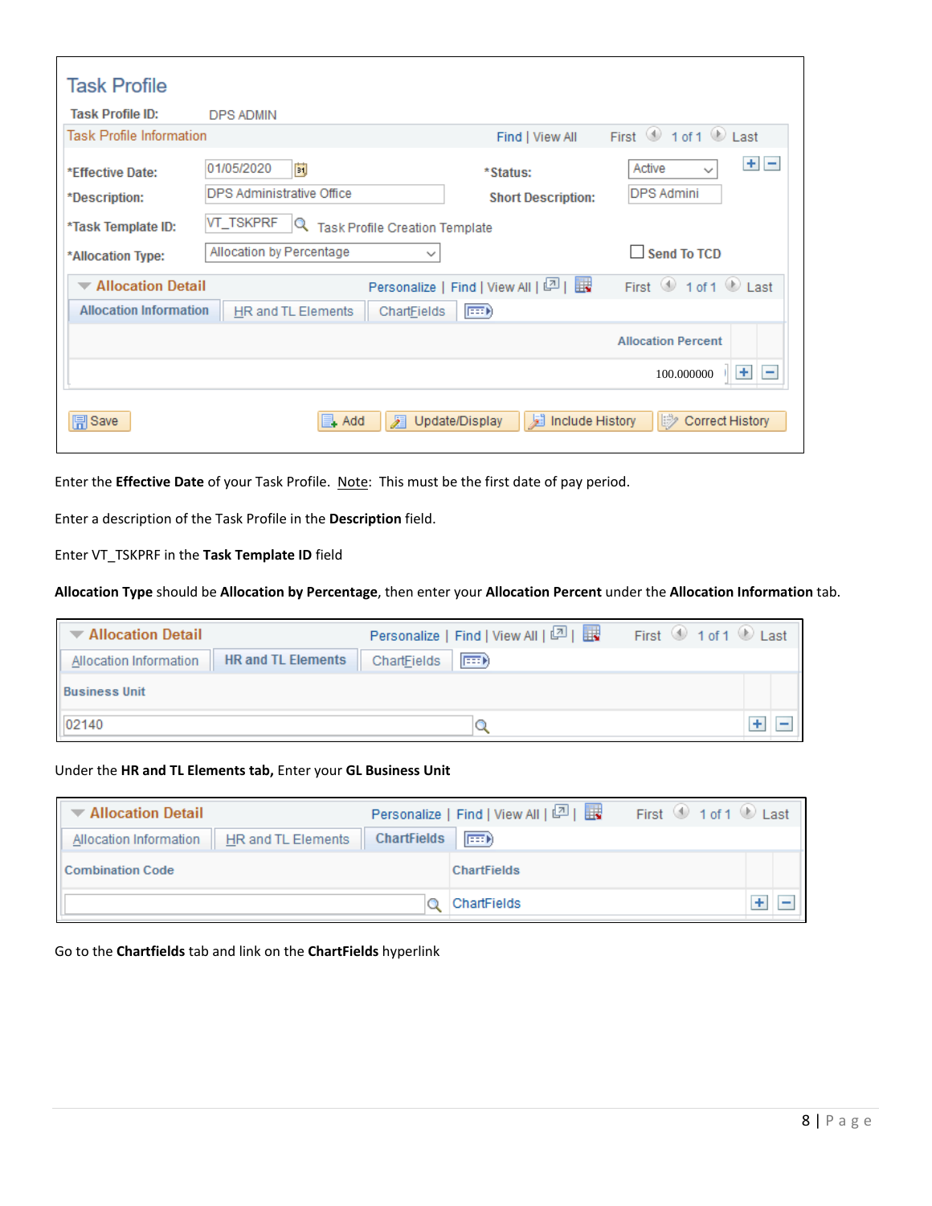# Task Profile

**Task Profile ID:** DPS ADMIN

**Task Profile Information** — Find | View All — First 1 of 1 Last

| Field | Value | Field | Value |
|---|---|---|---|
| *Effective Date: | 01/05/2020 | *Status: | Active |
| *Description: | DPS Administrative Office | Short Description: | DPS Admini |
| *Task Template ID: | VT_TSKPRF — Task Profile Creation Template | | |
| *Allocation Type: | Allocation by Percentage | Send To TCD | ☐ |

**Allocation Detail** — Personalize | Find | View All — First 1 of 1 Last

Allocation Information | HR and TL Elements | ChartFields

| Allocation Percent |
|---|
| 100.000000 |

Save | Add | Update/Display | Include History | Correct History

Enter the **Effective Date** of your Task Profile. Note: This must be the first date of pay period.

Enter a description of the Task Profile in the **Description** field.

Enter VT_TSKPRF in the **Task Template ID** field

**Allocation Type** should be **Allocation by Percentage**, then enter your **Allocation Percent** under the **Allocation Information** tab.

**Allocation Detail** — Personalize | Find | View All — First 1 of 1 Last

Allocation Information | HR and TL Elements | ChartFields

| Business Unit |
|---|
| 02140 |

Under the **HR and TL Elements tab,** Enter your **GL Business Unit**

**Allocation Detail** — Personalize | Find | View All — First 1 of 1 Last

Allocation Information | HR and TL Elements | ChartFields

| Combination Code | ChartFields |
|---|---|
| | ChartFields |

Go to the **Chartfields** tab and link on the **ChartFields** hyperlink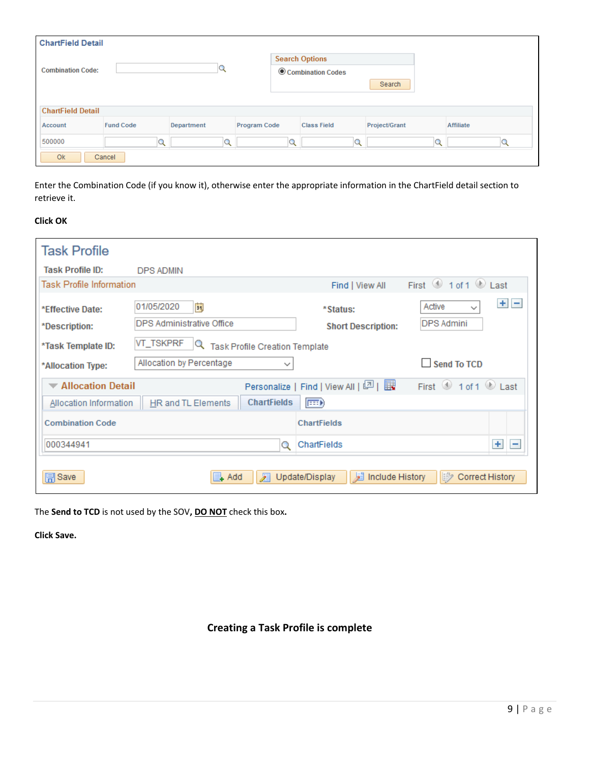**ChartField Detail**

Combination Code:

Search Options

- Combination Codes

Search

**ChartField Detail**

| Account | Fund Code | Department | Program Code | Class Field | Project/Grant | Affiliate |
|---|---|---|---|---|---|---|
| 500000 | | | | | | |

Ok | Cancel

Enter the Combination Code (if you know it), otherwise enter the appropriate information in the ChartField detail section to retrieve it.

**Click OK**

**Task Profile**

Task Profile ID: DPS ADMIN

Task Profile Information — Find | View All — First 1 of 1 Last

*Effective Date: 01/05/2020 — *Status: Active

*Description: DPS Administrative Office — Short Description: DPS Admini

*Task Template ID: VT_TSKPRF — Task Profile Creation Template

*Allocation Type: Allocation by Percentage — Send To TCD

Allocation Detail — Personalize | Find | View All | — First 1 of 1 Last

Allocation Information | HR and TL Elements | ChartFields

| Combination Code | ChartFields |
|---|---|
| 000344941 | ChartFields |

Save | Add | Update/Display | Include History | Correct History

The **Send to TCD** is not used by the SOV**, DO NOT** check this box**.**

**Click Save.**

**Creating a Task Profile is complete**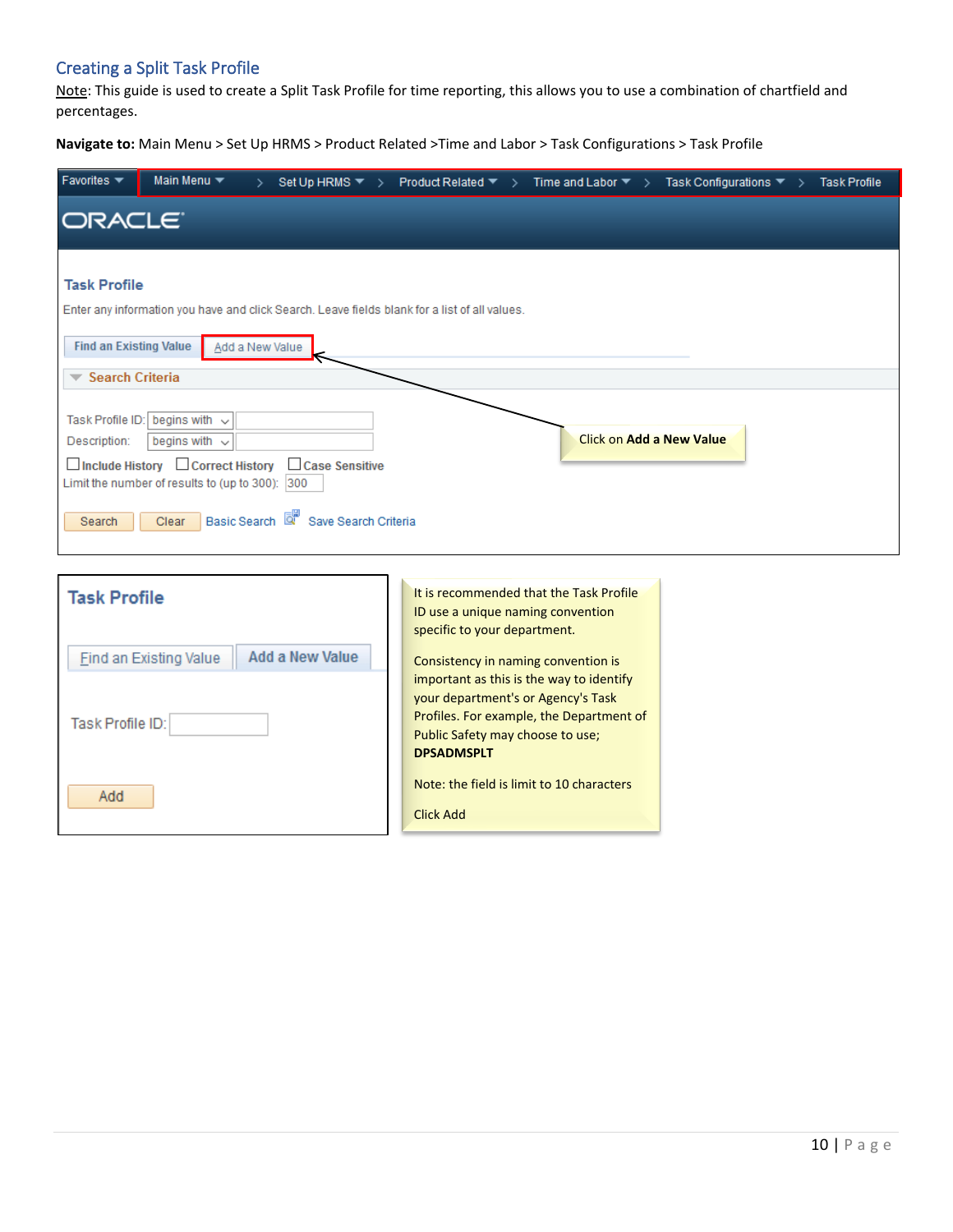## Creating a Split Task Profile

Note: This guide is used to create a Split Task Profile for time reporting, this allows you to use a combination of chartfield and percentages.

**Navigate to:** Main Menu > Set Up HRMS > Product Related >Time and Labor > Task Configurations > Task Profile

Favorites Main Menu > Set Up HRMS > Product Related > Time and Labor > Task Configurations > Task Profile

ORACLE

Task Profile

Enter any information you have and click Search. Leave fields blank for a list of all values.

Find an Existing Value | Add a New Value

Search Criteria

Task Profile ID: begins with

Description: begins with

Include History | Correct History | Case Sensitive

Limit the number of results to (up to 300): 300

Search | Clear | Basic Search | Save Search Criteria

Click on **Add a New Value**

Task Profile

Find an Existing Value | Add a New Value

Task Profile ID:

Add

It is recommended that the Task Profile ID use a unique naming convention specific to your department.

Consistency in naming convention is important as this is the way to identify your department's or Agency's Task Profiles. For example, the Department of Public Safety may choose to use; **DPSADMSPLT**

Note: the field is limit to 10 characters

Click Add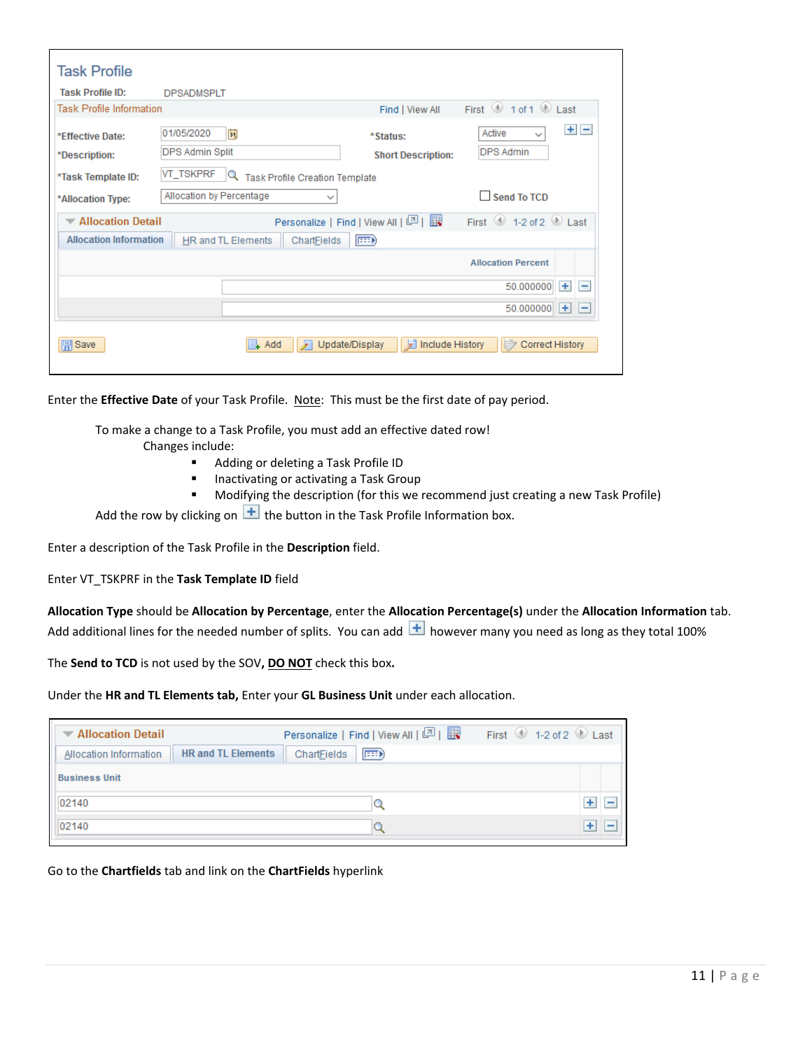**Task Profile**

**Task Profile ID:** DPSADMSPLT

Task Profile Information — Find | View All — First 1 of 1 Last

| | | | |
|---|---|---|---|
| *Effective Date: | 01/05/2020 | *Status: | Active |
| *Description: | DPS Admin Split | Short Description: | DPS Admin |
| *Task Template ID: | VT_TSKPRF Task Profile Creation Template | | |
| *Allocation Type: | Allocation by Percentage | Send To TCD | |

Allocation Detail — Personalize | Find | View All — First 1-2 of 2 Last

Allocation Information | HR and TL Elements | ChartFields

| Allocation Percent |
|---|
| 50.000000 |
| 50.000000 |

Save | Add | Update/Display | Include History | Correct History

Enter the **Effective Date** of your Task Profile. Note: This must be the first date of pay period.

To make a change to a Task Profile, you must add an effective dated row!
Changes include:

- Adding or deleting a Task Profile ID
- Inactivating or activating a Task Group
- Modifying the description (for this we recommend just creating a new Task Profile)

Add the row by clicking on [+] the button in the Task Profile Information box.

Enter a description of the Task Profile in the **Description** field.

Enter VT_TSKPRF in the **Task Template ID** field

**Allocation Type** should be **Allocation by Percentage**, enter the **Allocation Percentage(s)** under the **Allocation Information** tab. Add additional lines for the needed number of splits. You can add [+] however many you need as long as they total 100%

The **Send to TCD** is not used by the SOV, **DO NOT** check this box**.**

Under the **HR and TL Elements tab,** Enter your **GL Business Unit** under each allocation.

Allocation Detail — Personalize | Find | View All — First 1-2 of 2 Last

Allocation Information | HR and TL Elements | ChartFields

| Business Unit |
|---|
| 02140 |
| 02140 |

Go to the **Chartfields** tab and link on the **ChartFields** hyperlink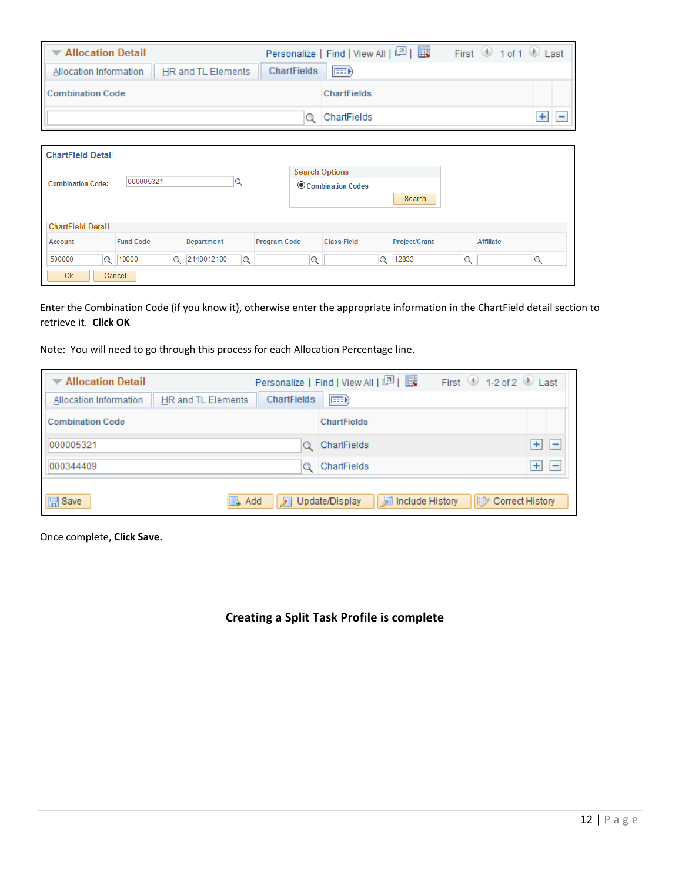**Allocation Detail** — Personalize | Find | View All | First 1 of 1 Last

Tabs: Allocation Information | HR and TL Elements | ChartFields

| Combination Code | ChartFields |
| --- | --- |
| | ChartFields |

**ChartField Detail**

Combination Code: 000005321

Search Options
- Combination Codes

Search

**ChartField Detail**

| Account | Fund Code | Department | Program Code | Class Field | Project/Grant | Affiliate |
| --- | --- | --- | --- | --- | --- | --- |
| 500000 | 10000 | 2140012100 | | | 12833 | |

Ok | Cancel

Enter the Combination Code (if you know it), otherwise enter the appropriate information in the ChartField detail section to retrieve it. **Click OK**

Note: You will need to go through this process for each Allocation Percentage line.

**Allocation Detail** — Personalize | Find | View All | First 1-2 of 2 Last

Tabs: Allocation Information | HR and TL Elements | ChartFields

| Combination Code | ChartFields |
| --- | --- |
| 000005321 | ChartFields |
| 000344409 | ChartFields |

Save | Add | Update/Display | Include History | Correct History

Once complete, **Click Save.**

**Creating a Split Task Profile is complete**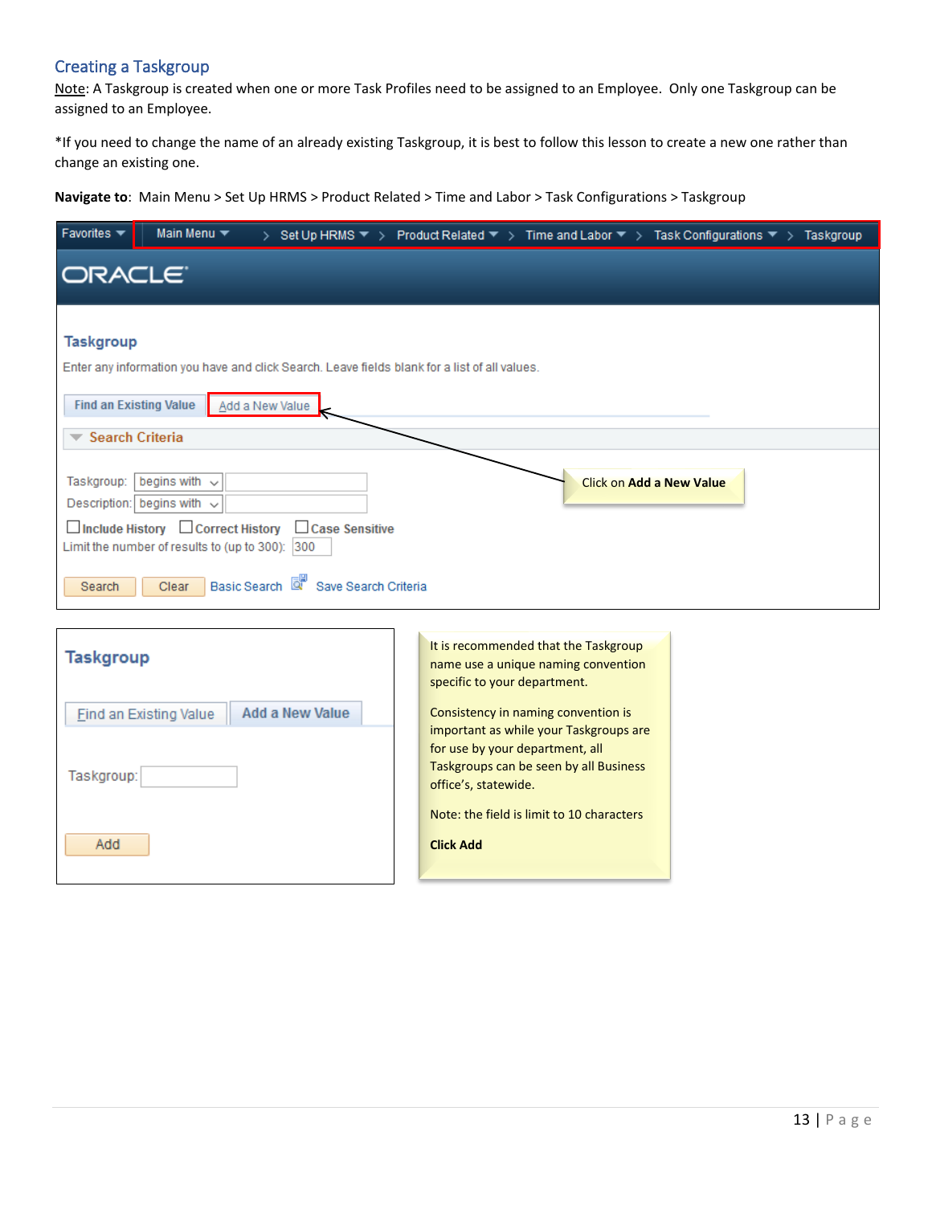## Creating a Taskgroup

Note: A Taskgroup is created when one or more Task Profiles need to be assigned to an Employee. Only one Taskgroup can be assigned to an Employee.

*If you need to change the name of an already existing Taskgroup, it is best to follow this lesson to create a new one rather than change an existing one.

**Navigate to**: Main Menu > Set Up HRMS > Product Related > Time and Labor > Task Configurations > Taskgroup

Favorites | Main Menu > Set Up HRMS > Product Related > Time and Labor > Task Configurations > Taskgroup

ORACLE

**Taskgroup**

Enter any information you have and click Search. Leave fields blank for a list of all values.

Find an Existing Value | Add a New Value

Search Criteria

Taskgroup: begins with

Description: begins with

Include History   Correct History   Case Sensitive

Limit the number of results to (up to 300): 300

Search   Clear   Basic Search   Save Search Criteria

Click on **Add a New Value**

**Taskgroup**

Find an Existing Value | Add a New Value

Taskgroup:

Add

It is recommended that the Taskgroup name use a unique naming convention specific to your department.

Consistency in naming convention is important as while your Taskgroups are for use by your department, all Taskgroups can be seen by all Business office's, statewide.

Note: the field is limit to 10 characters

**Click Add**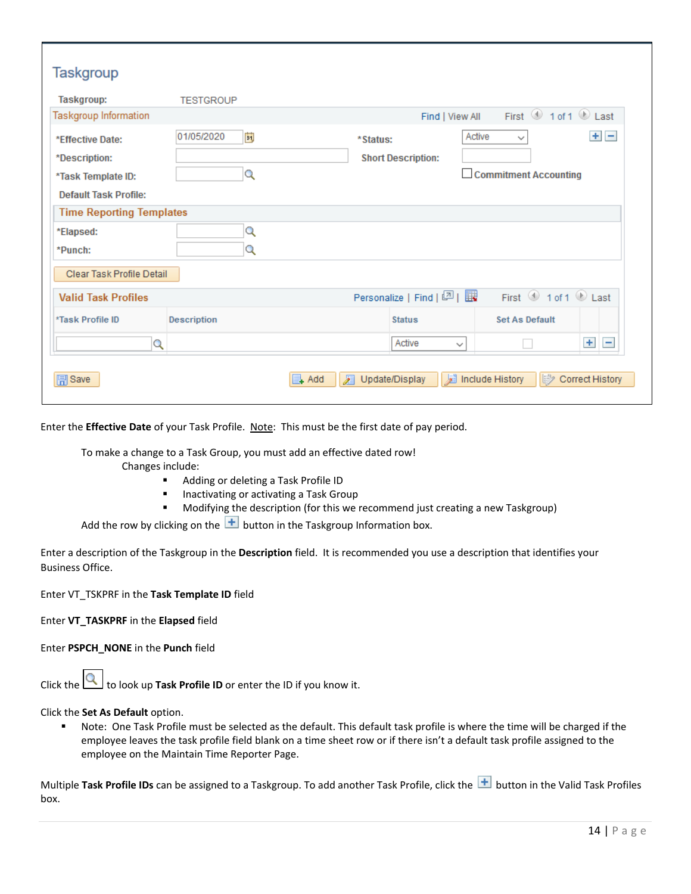Enter the **Effective Date** of your Task Profile. Note: This must be the first date of pay period.

To make a change to a Task Group, you must add an effective dated row!

Changes include:

- Adding or deleting a Task Profile ID
- Inactivating or activating a Task Group
- Modifying the description (for this we recommend just creating a new Taskgroup)

Add the row by clicking on the + button in the Taskgroup Information box.

Enter a description of the Taskgroup in the **Description** field. It is recommended you use a description that identifies your Business Office.

Enter VT_TSKPRF in the **Task Template ID** field

Enter **VT_TASKPRF** in the **Elapsed** field

Enter **PSPCH_NONE** in the **Punch** field

Click the to look up **Task Profile ID** or enter the ID if you know it.

Click the **Set As Default** option.

- Note: One Task Profile must be selected as the default. This default task profile is where the time will be charged if the employee leaves the task profile field blank on a time sheet row or if there isn't a default task profile assigned to the employee on the Maintain Time Reporter Page.

Multiple **Task Profile IDs** can be assigned to a Taskgroup. To add another Task Profile, click the + button in the Valid Task Profiles box.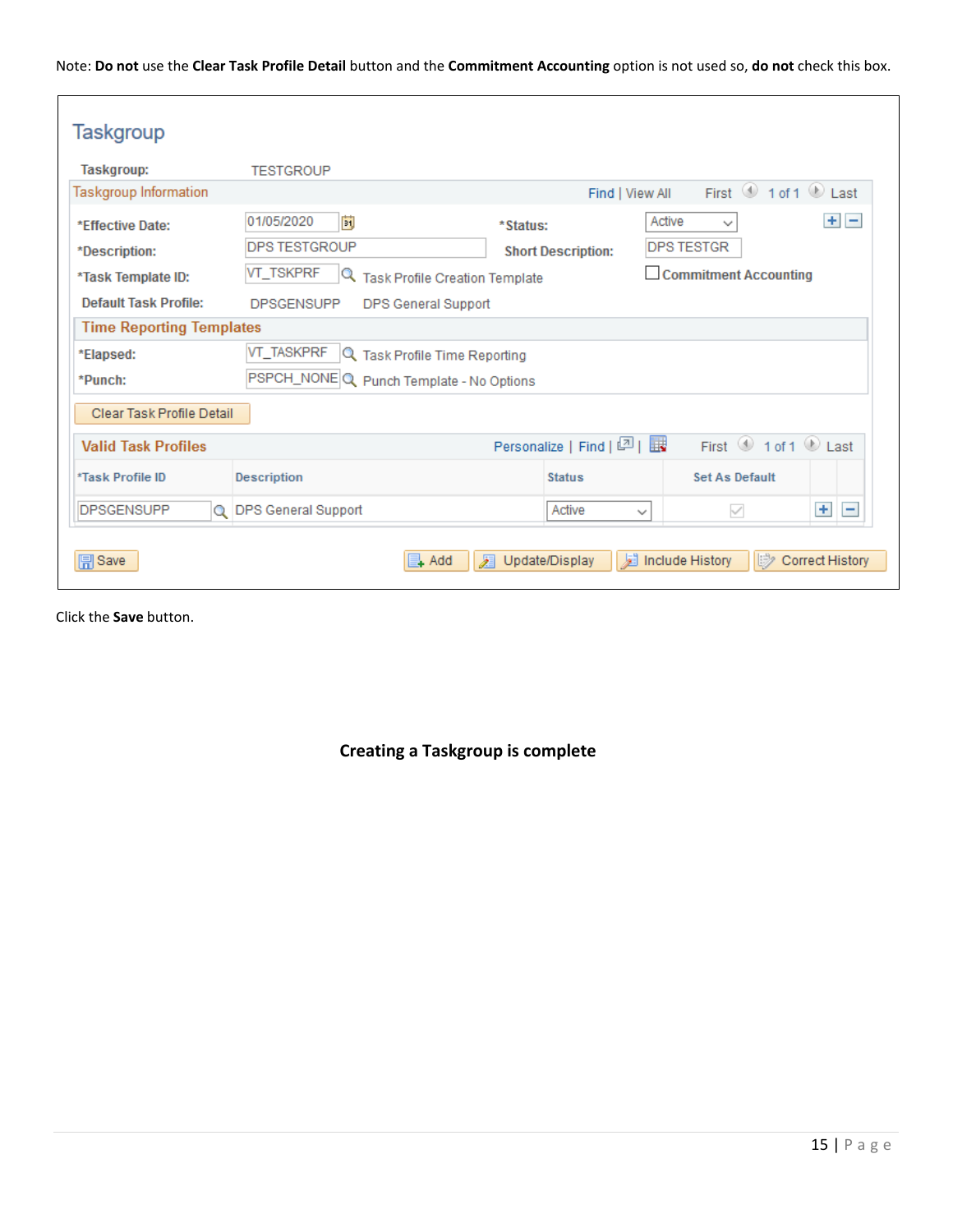Note: **Do not** use the **Clear Task Profile Detail** button and the **Commitment Accounting** option is not used so, **do not** check this box.

Taskgroup

Taskgroup: TESTGROUP

Taskgroup Information — Find | View All — First 1 of 1 Last

*Effective Date: 01/05/2020

*Status: Active

*Description: DPS TESTGROUP

Short Description: DPS TESTGR

*Task Template ID: VT_TSKPRF Task Profile Creation Template

Commitment Accounting

Default Task Profile: DPSGENSUPP DPS General Support

Time Reporting Templates

*Elapsed: VT_TASKPRF Task Profile Time Reporting

*Punch: PSPCH_NONE Punch Template - No Options

Clear Task Profile Detail

Valid Task Profiles — Personalize | Find | — First 1 of 1 Last

| *Task Profile ID | Description | Status | Set As Default |
|---|---|---|---|
| DPSGENSUPP | DPS General Support | Active | ✓ |

Save | Add | Update/Display | Include History | Correct History

Click the **Save** button.

**Creating a Taskgroup is complete**